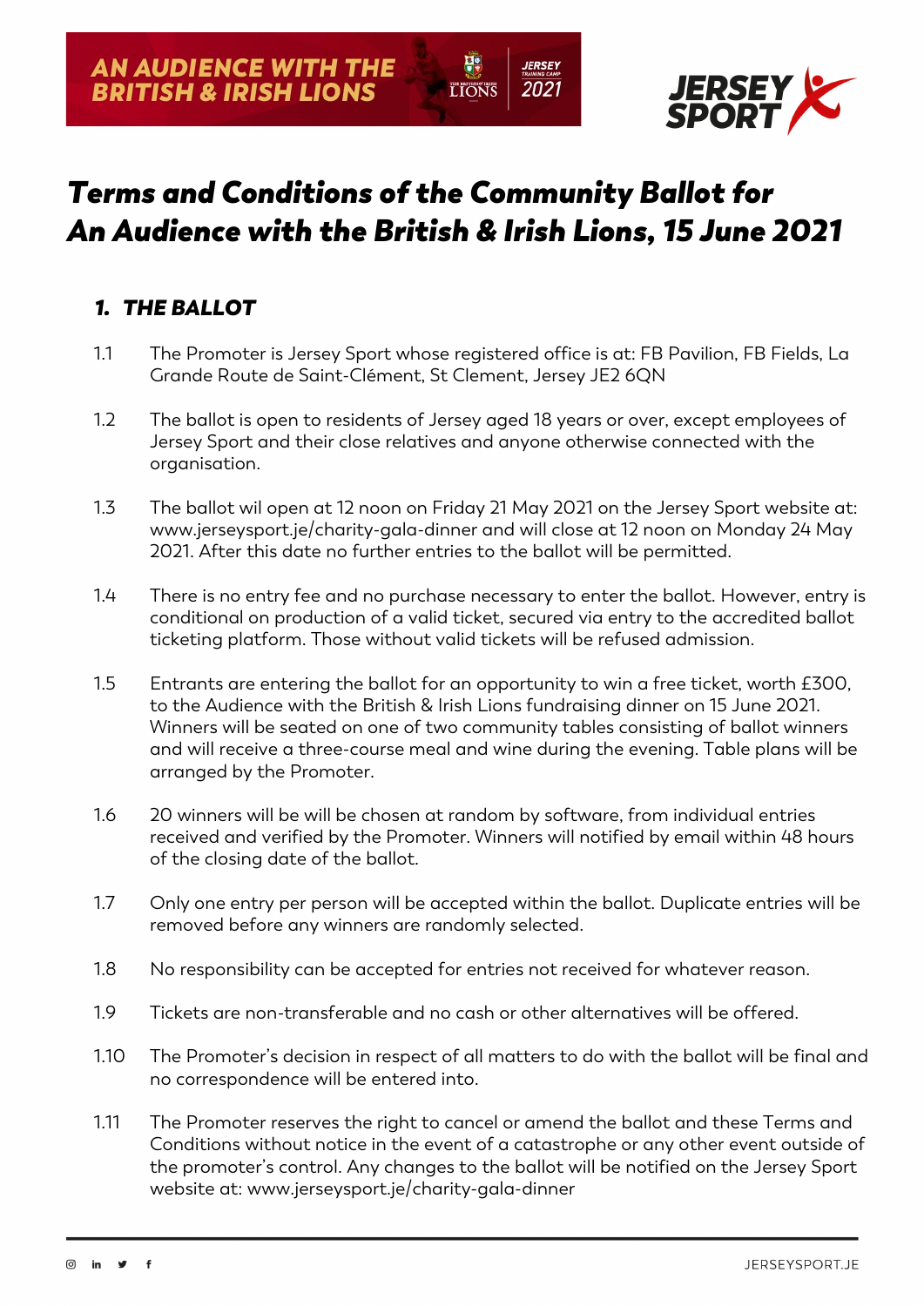# Terms and Conditions of the Community Ballot for An Audience with the British & Irish Lions, 15 June 2021

## 1. THE BALLOT

1.1 The Promoter is Jersey Sport whose registered office is at: FB Pavilion, FB Fields, La Grande Route de Saint-Clément, St Clement, Jersey JE2 6QN

1.2 The ballot is open to residents of Jersey aged 18 years or over, except employees of Jersey Sport and their close relatives and anyone otherwise connected with the organisation.

1.3 The ballot wil open at 12 noon on Friday 21 May 2021 on the Jersey Sport website at: www.jerseysport.je/charity-gala-dinner and will close at 12 noon on Monday 24 May 2021. After this date no further entries to the ballot will be permitted.

1.4 There is no entry fee and no purchase necessary to enter the ballot. However, entry is conditional on production of a valid ticket, secured via entry to the accredited ballot ticketing platform. Those without valid tickets will be refused admission.

1.5 Entrants are entering the ballot for an opportunity to win a free ticket, worth £300, to the Audience with the British & Irish Lions fundraising dinner on 15 June 2021. Winners will be seated on one of two community tables consisting of ballot winners and will receive a three-course meal and wine during the evening. Table plans will be arranged by the Promoter.

1.6 20 winners will be will be chosen at random by software, from individual entries received and verified by the Promoter. Winners will notified by email within 48 hours of the closing date of the ballot.

1.7 Only one entry per person will be accepted within the ballot. Duplicate entries will be removed before any winners are randomly selected.

1.8 No responsibility can be accepted for entries not received for whatever reason.

1.9 Tickets are non-transferable and no cash or other alternatives will be offered.

1.10 The Promoter's decision in respect of all matters to do with the ballot will be final and no correspondence will be entered into.

1.11 The Promoter reserves the right to cancel or amend the ballot and these Terms and Conditions without notice in the event of a catastrophe or any other event outside of the promoter's control. Any changes to the ballot will be notified on the Jersey Sport website at: www.jerseysport.je/charity-gala-dinner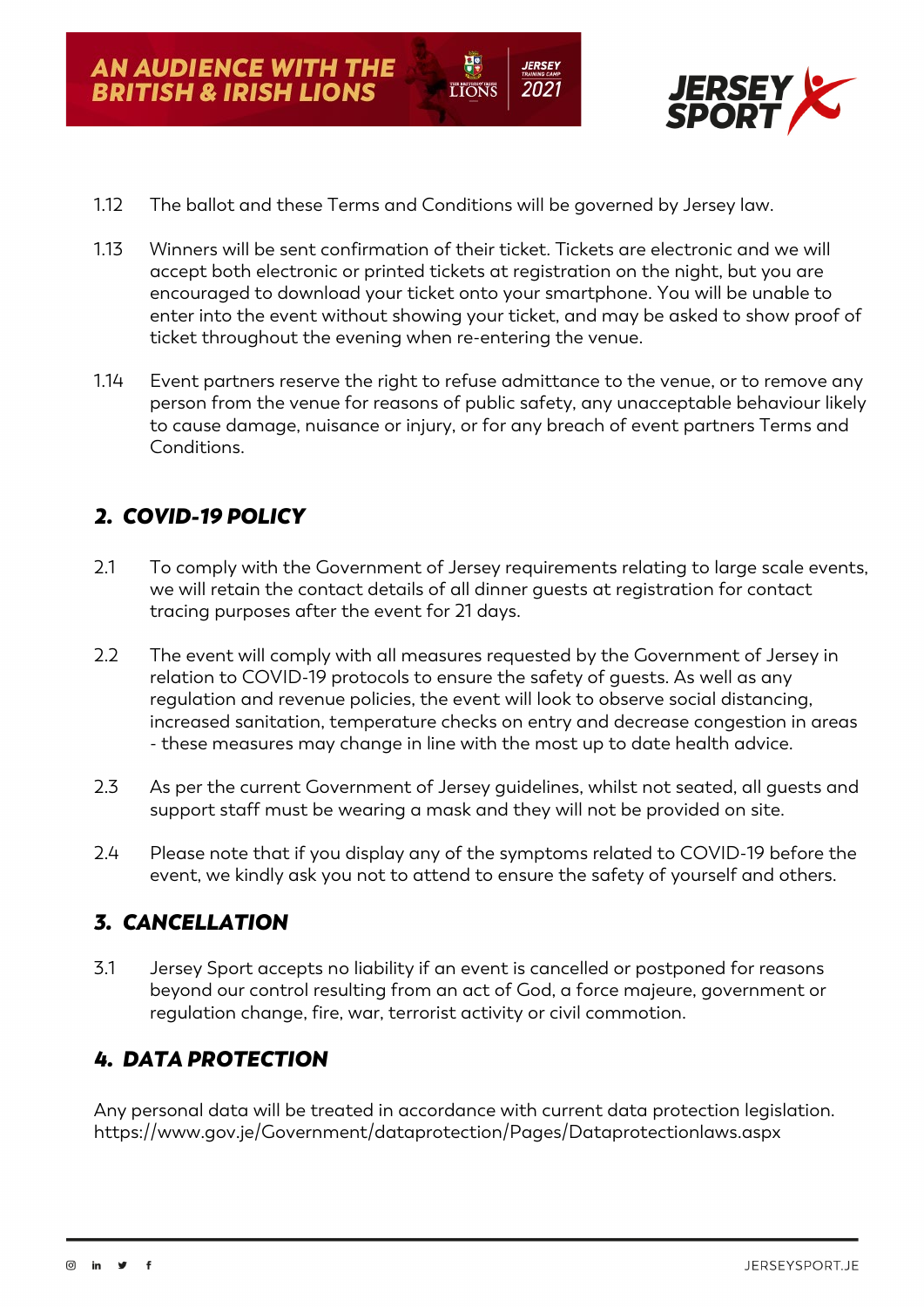1.12 The ballot and these Terms and Conditions will be governed by Jersey law.

1.13 Winners will be sent confirmation of their ticket. Tickets are electronic and we will accept both electronic or printed tickets at registration on the night, but you are encouraged to download your ticket onto your smartphone. You will be unable to enter into the event without showing your ticket, and may be asked to show proof of ticket throughout the evening when re-entering the venue.

1.14 Event partners reserve the right to refuse admittance to the venue, or to remove any person from the venue for reasons of public safety, any unacceptable behaviour likely to cause damage, nuisance or injury, or for any breach of event partners Terms and Conditions.

## *2. COVID-19 POLICY*

2.1 To comply with the Government of Jersey requirements relating to large scale events, we will retain the contact details of all dinner guests at registration for contact tracing purposes after the event for 21 days.

2.2 The event will comply with all measures requested by the Government of Jersey in relation to COVID-19 protocols to ensure the safety of guests. As well as any regulation and revenue policies, the event will look to observe social distancing, increased sanitation, temperature checks on entry and decrease congestion in areas - these measures may change in line with the most up to date health advice.

2.3 As per the current Government of Jersey guidelines, whilst not seated, all guests and support staff must be wearing a mask and they will not be provided on site.

2.4 Please note that if you display any of the symptoms related to COVID-19 before the event, we kindly ask you not to attend to ensure the safety of yourself and others.

## *3. CANCELLATION*

3.1 Jersey Sport accepts no liability if an event is cancelled or postponed for reasons beyond our control resulting from an act of God, a force majeure, government or regulation change, fire, war, terrorist activity or civil commotion.

## *4. DATA PROTECTION*

Any personal data will be treated in accordance with current data protection legislation. https://www.gov.je/Government/dataprotection/Pages/Dataprotectionlaws.aspx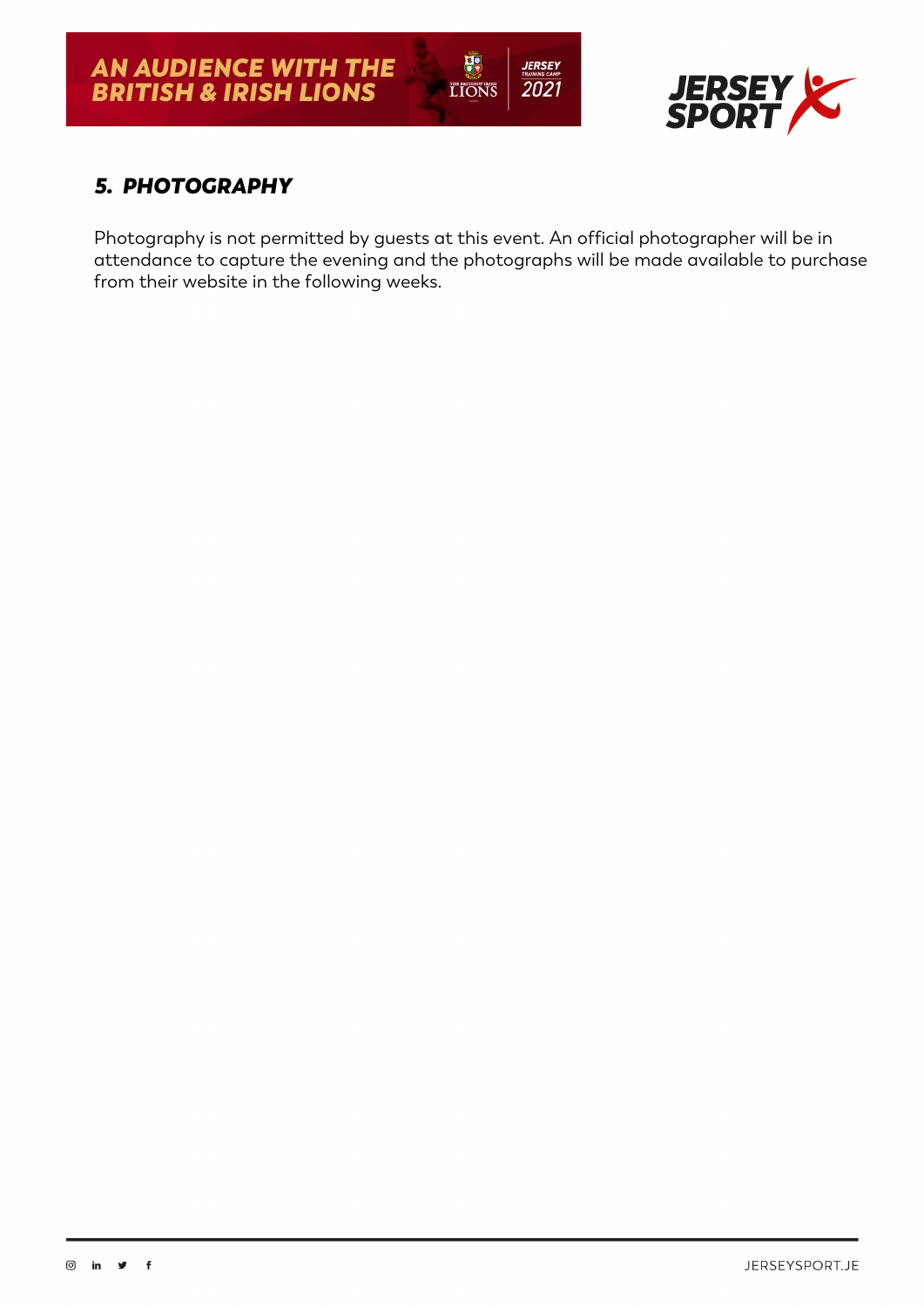## 5. PHOTOGRAPHY

Photography is not permitted by guests at this event. An official photographer will be in attendance to capture the evening and the photographs will be made available to purchase from their website in the following weeks.